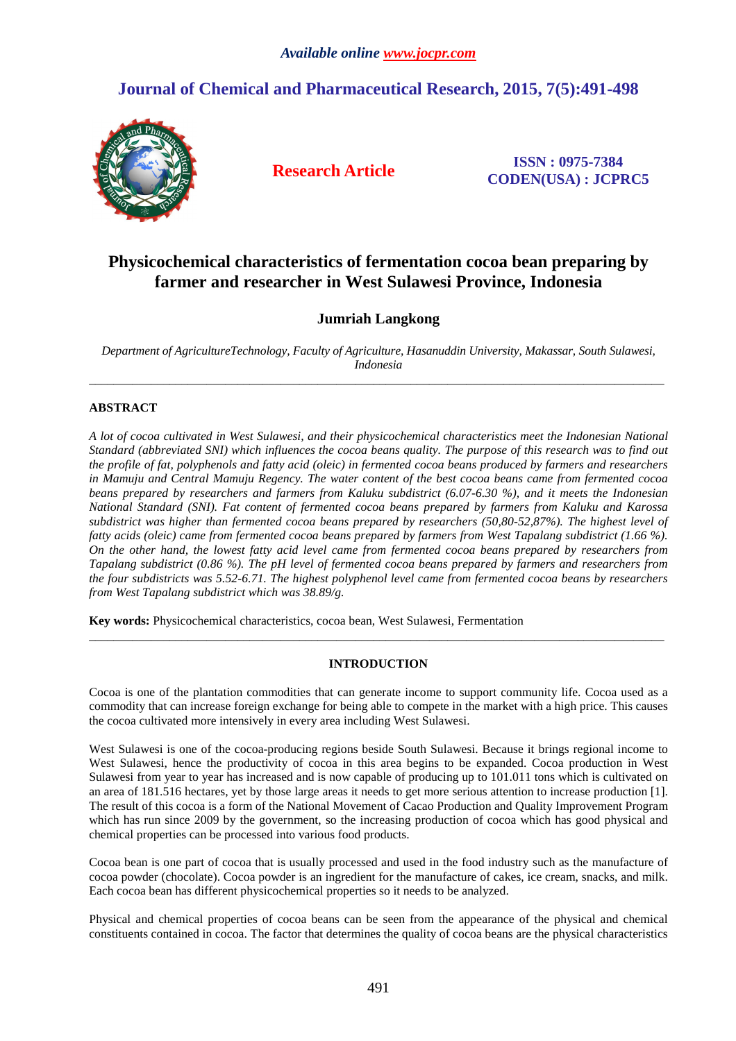*Available online www.jocpr.com*

# Journal of Chemical and Pharmaceutical Research, 2015, 7(5):491-498

**Research Article**

**ISSN : 0975-7384**
**CODEN(USA) : JCPRC5**

# Physicochemical characteristics of fermentation cocoa bean preparing by farmer and researcher in West Sulawesi Province, Indonesia

**Jumriah Langkong**

*Department of AgricultureTechnology, Faculty of Agriculture, Hasanuddin University, Makassar, South Sulawesi, Indonesia*

---

## ABSTRACT

*A lot of cocoa cultivated in West Sulawesi, and their physicochemical characteristics meet the Indonesian National Standard (abbreviated SNI) which influences the cocoa beans quality. The purpose of this research was to find out the profile of fat, polyphenols and fatty acid (oleic) in fermented cocoa beans produced by farmers and researchers in Mamuju and Central Mamuju Regency. The water content of the best cocoa beans came from fermented cocoa beans prepared by researchers and farmers from Kaluku subdistrict (6.07-6.30 %), and it meets the Indonesian National Standard (SNI). Fat content of fermented cocoa beans prepared by farmers from Kaluku and Karossa subdistrict was higher than fermented cocoa beans prepared by researchers (50,80-52,87%). The highest level of fatty acids (oleic) came from fermented cocoa beans prepared by farmers from West Tapalang subdistrict (1.66 %). On the other hand, the lowest fatty acid level came from fermented cocoa beans prepared by researchers from Tapalang subdistrict (0.86 %). The pH level of fermented cocoa beans prepared by farmers and researchers from the four subdistricts was 5.52-6.71. The highest polyphenol level came from fermented cocoa beans by researchers from West Tapalang subdistrict which was 38.89/g.*

**Key words:** Physicochemical characteristics, cocoa bean, West Sulawesi, Fermentation

---

## INTRODUCTION

Cocoa is one of the plantation commodities that can generate income to support community life. Cocoa used as a commodity that can increase foreign exchange for being able to compete in the market with a high price. This causes the cocoa cultivated more intensively in every area including West Sulawesi.

West Sulawesi is one of the cocoa-producing regions beside South Sulawesi. Because it brings regional income to West Sulawesi, hence the productivity of cocoa in this area begins to be expanded. Cocoa production in West Sulawesi from year to year has increased and is now capable of producing up to 101.011 tons which is cultivated on an area of 181.516 hectares, yet by those large areas it needs to get more serious attention to increase production [1]. The result of this cocoa is a form of the National Movement of Cacao Production and Quality Improvement Program which has run since 2009 by the government, so the increasing production of cocoa which has good physical and chemical properties can be processed into various food products.

Cocoa bean is one part of cocoa that is usually processed and used in the food industry such as the manufacture of cocoa powder (chocolate). Cocoa powder is an ingredient for the manufacture of cakes, ice cream, snacks, and milk. Each cocoa bean has different physicochemical properties so it needs to be analyzed.

Physical and chemical properties of cocoa beans can be seen from the appearance of the physical and chemical constituents contained in cocoa. The factor that determines the quality of cocoa beans are the physical characteristics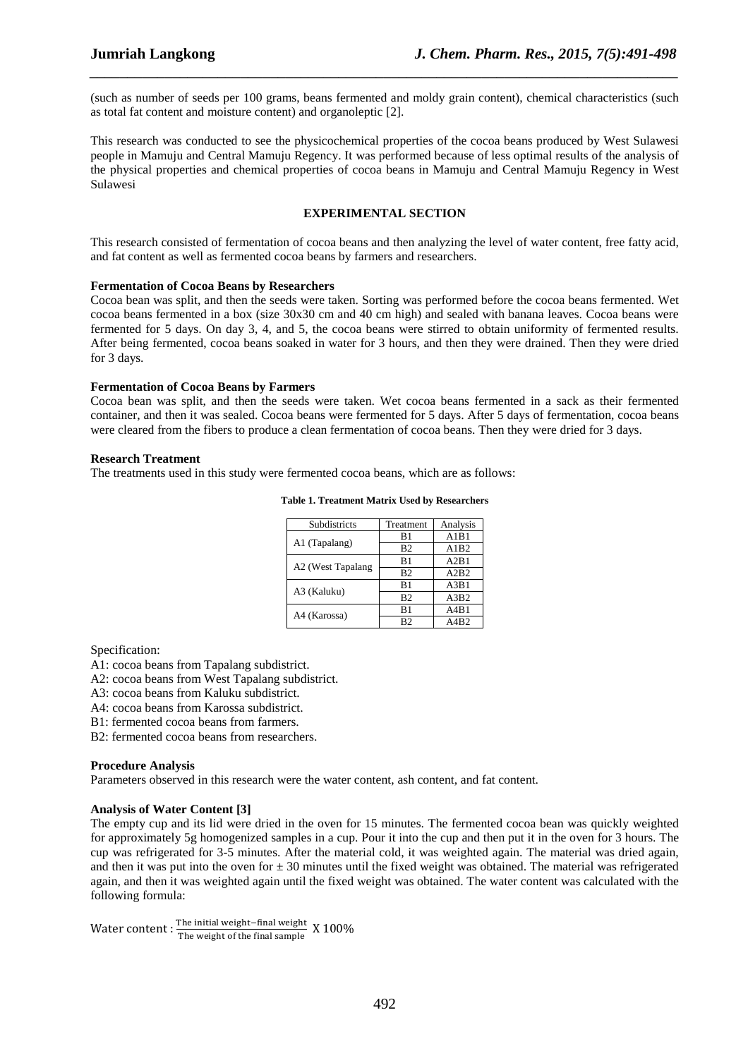(such as number of seeds per 100 grams, beans fermented and moldy grain content), chemical characteristics (such as total fat content and moisture content) and organoleptic [2].

This research was conducted to see the physicochemical properties of the cocoa beans produced by West Sulawesi people in Mamuju and Central Mamuju Regency. It was performed because of less optimal results of the analysis of the physical properties and chemical properties of cocoa beans in Mamuju and Central Mamuju Regency in West Sulawesi

## EXPERIMENTAL SECTION

This research consisted of fermentation of cocoa beans and then analyzing the level of water content, free fatty acid, and fat content as well as fermented cocoa beans by farmers and researchers.

**Fermentation of Cocoa Beans by Researchers**

Cocoa bean was split, and then the seeds were taken. Sorting was performed before the cocoa beans fermented. Wet cocoa beans fermented in a box (size 30x30 cm and 40 cm high) and sealed with banana leaves. Cocoa beans were fermented for 5 days. On day 3, 4, and 5, the cocoa beans were stirred to obtain uniformity of fermented results. After being fermented, cocoa beans soaked in water for 3 hours, and then they were drained. Then they were dried for 3 days.

**Fermentation of Cocoa Beans by Farmers**

Cocoa bean was split, and then the seeds were taken. Wet cocoa beans fermented in a sack as their fermented container, and then it was sealed. Cocoa beans were fermented for 5 days. After 5 days of fermentation, cocoa beans were cleared from the fibers to produce a clean fermentation of cocoa beans. Then they were dried for 3 days.

**Research Treatment**

The treatments used in this study were fermented cocoa beans, which are as follows:

**Table 1. Treatment Matrix Used by Researchers**

| Subdistricts | Treatment | Analysis |
|---|---|---|
| A1 (Tapalang) | B1 | A1B1 |
| | B2 | A1B2 |
| A2 (West Tapalang | B1 | A2B1 |
| | B2 | A2B2 |
| A3 (Kaluku) | B1 | A3B1 |
| | B2 | A3B2 |
| A4 (Karossa) | B1 | A4B1 |
| | B2 | A4B2 |

Specification:

A1: cocoa beans from Tapalang subdistrict.
A2: cocoa beans from West Tapalang subdistrict.
A3: cocoa beans from Kaluku subdistrict.
A4: cocoa beans from Karossa subdistrict.
B1: fermented cocoa beans from farmers.
B2: fermented cocoa beans from researchers.

**Procedure Analysis**

Parameters observed in this research were the water content, ash content, and fat content.

**Analysis of Water Content [3]**

The empty cup and its lid were dried in the oven for 15 minutes. The fermented cocoa bean was quickly weighted for approximately 5g homogenized samples in a cup. Pour it into the cup and then put it in the oven for 3 hours. The cup was refrigerated for 3-5 minutes. After the material cold, it was weighted again. The material was dried again, and then it was put into the oven for ± 30 minutes until the fixed weight was obtained. The material was refrigerated again, and then it was weighted again until the fixed weight was obtained. The water content was calculated with the following formula:

$$\text{Water content} : \frac{\text{The initial weight} - \text{final weight}}{\text{The weight of the final sample}} \text{ X } 100\%$$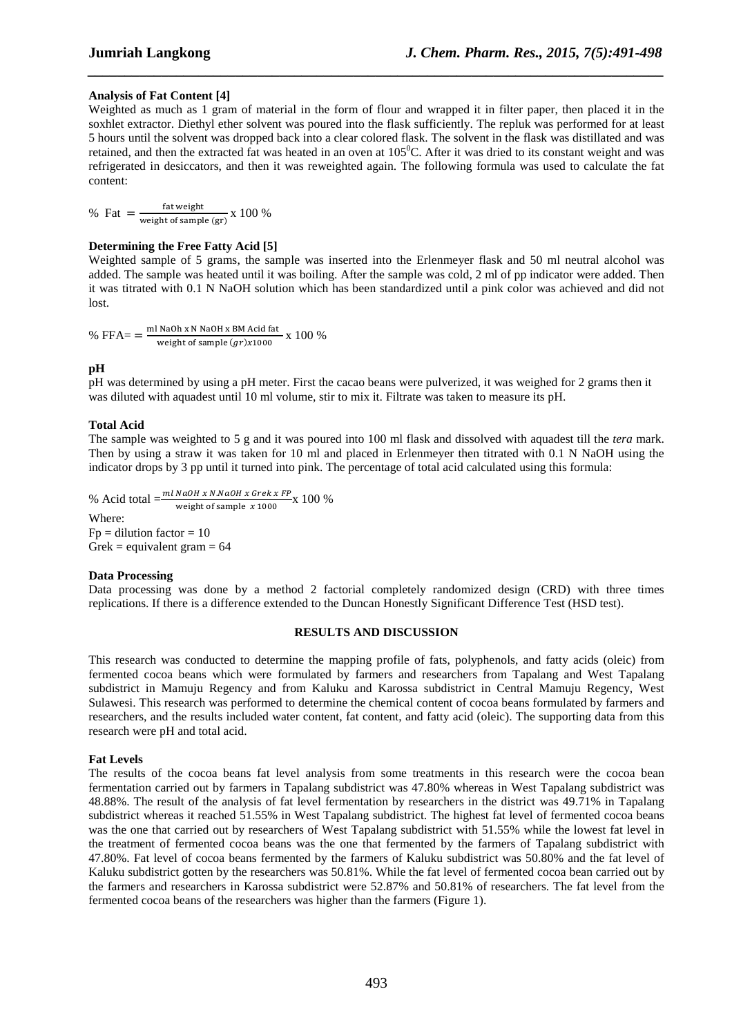**Analysis of Fat Content [4]**

Weighted as much as 1 gram of material in the form of flour and wrapped it in filter paper, then placed it in the soxhlet extractor. Diethyl ether solvent was poured into the flask sufficiently. The repluk was performed for at least 5 hours until the solvent was dropped back into a clear colored flask. The solvent in the flask was distillated and was retained, and then the extracted fat was heated in an oven at 105$^0$C. After it was dried to its constant weight and was refrigerated in desiccators, and then it was reweighted again. The following formula was used to calculate the fat content:

$$\% \text{ Fat } = \frac{\text{fat weight}}{\text{weight of sample (gr)}} \text{ x } 100\ \%$$

**Determining the Free Fatty Acid [5]**

Weighted sample of 5 grams, the sample was inserted into the Erlenmeyer flask and 50 ml neutral alcohol was added. The sample was heated until it was boiling. After the sample was cold, 2 ml of pp indicator were added. Then it was titrated with 0.1 N NaOH solution which has been standardized until a pink color was achieved and did not lost.

$$\% \text{ FFA} = = \frac{\text{ml NaOh x N NaOH x BM Acid fat}}{\text{weight of sample }(gr)x1000} \text{ x } 100\ \%$$

**pH**

pH was determined by using a pH meter. First the cacao beans were pulverized, it was weighed for 2 grams then it was diluted with aquadest until 10 ml volume, stir to mix it. Filtrate was taken to measure its pH.

**Total Acid**

The sample was weighted to 5 g and it was poured into 100 ml flask and dissolved with aquadest till the *tera* mark. Then by using a straw it was taken for 10 ml and placed in Erlenmeyer then titrated with 0.1 N NaOH using the indicator drops by 3 pp until it turned into pink. The percentage of total acid calculated using this formula:

$$\% \text{ Acid total } = \frac{ml\ NaOH\ x\ N.NaOH\ x\ Grek\ x\ FP}{\text{weight of sample }\ x\ 1000} \text{x } 100\ \%$$

Where:
Fp = dilution factor = 10
Grek = equivalent gram = 64

**Data Processing**

Data processing was done by a method 2 factorial completely randomized design (CRD) with three times replications. If there is a difference extended to the Duncan Honestly Significant Difference Test (HSD test).

## RESULTS AND DISCUSSION

This research was conducted to determine the mapping profile of fats, polyphenols, and fatty acids (oleic) from fermented cocoa beans which were formulated by farmers and researchers from Tapalang and West Tapalang subdistrict in Mamuju Regency and from Kaluku and Karossa subdistrict in Central Mamuju Regency, West Sulawesi. This research was performed to determine the chemical content of cocoa beans formulated by farmers and researchers, and the results included water content, fat content, and fatty acid (oleic). The supporting data from this research were pH and total acid.

**Fat Levels**

The results of the cocoa beans fat level analysis from some treatments in this research were the cocoa bean fermentation carried out by farmers in Tapalang subdistrict was 47.80% whereas in West Tapalang subdistrict was 48.88%. The result of the analysis of fat level fermentation by researchers in the district was 49.71% in Tapalang subdistrict whereas it reached 51.55% in West Tapalang subdistrict. The highest fat level of fermented cocoa beans was the one that carried out by researchers of West Tapalang subdistrict with 51.55% while the lowest fat level in the treatment of fermented cocoa beans was the one that fermented by the farmers of Tapalang subdistrict with 47.80%. Fat level of cocoa beans fermented by the farmers of Kaluku subdistrict was 50.80% and the fat level of Kaluku subdistrict gotten by the researchers was 50.81%. While the fat level of fermented cocoa bean carried out by the farmers and researchers in Karossa subdistrict were 52.87% and 50.81% of researchers. The fat level from the fermented cocoa beans of the researchers was higher than the farmers (Figure 1).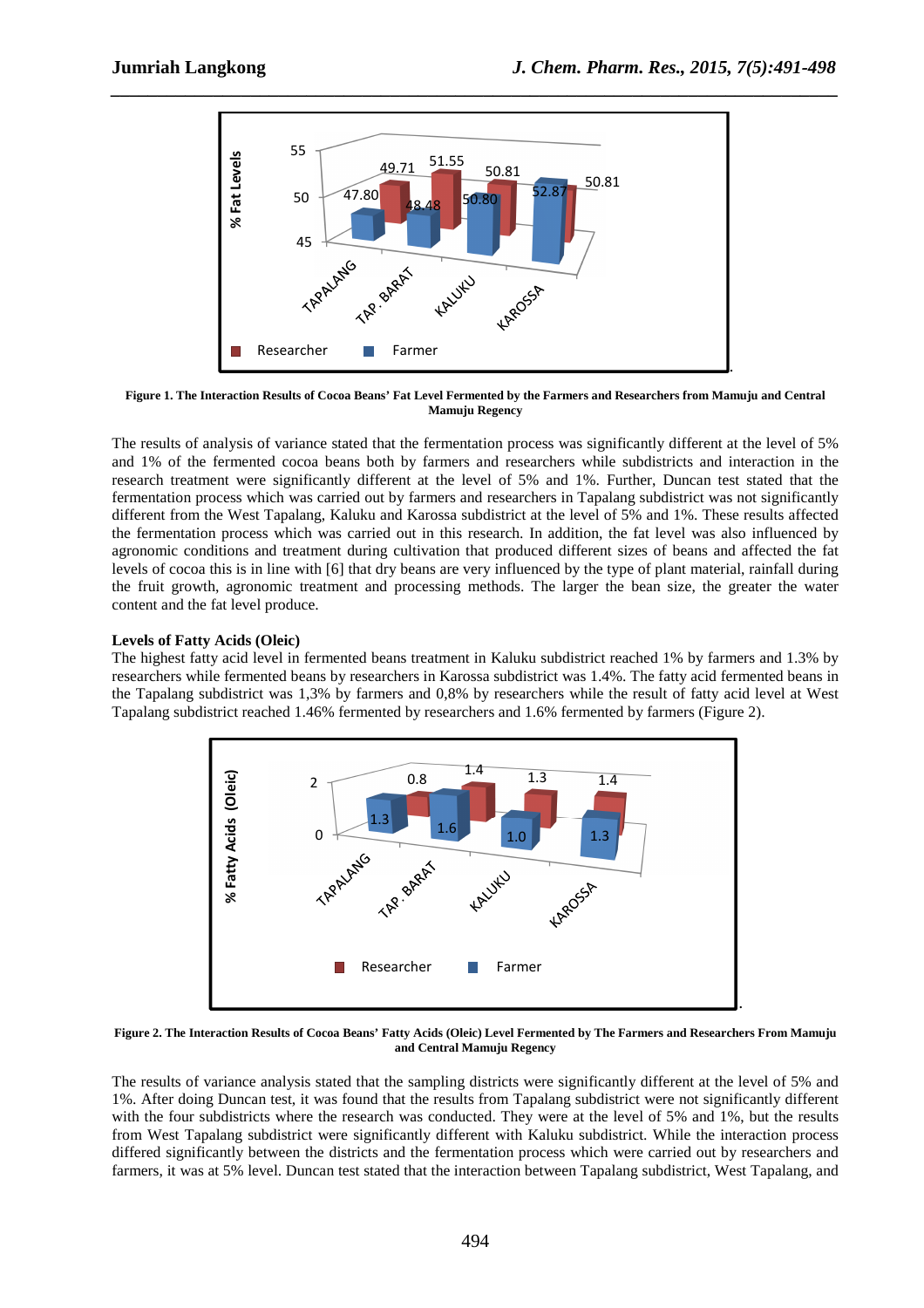% Fat Levels

55

50

45

49.71

51.55

50.81

50.81

47.80

48.48

50.80

52.87

TAPALANG

TAP. BARAT

KALUKU

KAROSSA

Researcher

Farmer

**Figure 1. The Interaction Results of Cocoa Beans' Fat Level Fermented by the Farmers and Researchers from Mamuju and Central Mamuju Regency**

The results of analysis of variance stated that the fermentation process was significantly different at the level of 5% and 1% of the fermented cocoa beans both by farmers and researchers while subdistricts and interaction in the research treatment were significantly different at the level of 5% and 1%. Further, Duncan test stated that the fermentation process which was carried out by farmers and researchers in Tapalang subdistrict was not significantly different from the West Tapalang, Kaluku and Karossa subdistrict at the level of 5% and 1%. These results affected the fermentation process which was carried out in this research. In addition, the fat level was also influenced by agronomic conditions and treatment during cultivation that produced different sizes of beans and affected the fat levels of cocoa this is in line with [6] that dry beans are very influenced by the type of plant material, rainfall during the fruit growth, agronomic treatment and processing methods. The larger the bean size, the greater the water content and the fat level produce.

### Levels of Fatty Acids (Oleic)

The highest fatty acid level in fermented beans treatment in Kaluku subdistrict reached 1% by farmers and 1.3% by researchers while fermented beans by researchers in Karossa subdistrict was 1.4%. The fatty acid fermented beans in the Tapalang subdistrict was 1,3% by farmers and 0,8% by researchers while the result of fatty acid level at West Tapalang subdistrict reached 1.46% fermented by researchers and 1.6% fermented by farmers (Figure 2).

% Fatty Acids (Oleic)

2

0

0.8

1.4

1.3

1.4

1.3

1.6

1.0

1.3

TAPALANG

TAP. BARAT

KALUKU

KAROSSA

Researcher

Farmer

**Figure 2. The Interaction Results of Cocoa Beans' Fatty Acids (Oleic) Level Fermented by The Farmers and Researchers From Mamuju and Central Mamuju Regency**

The results of variance analysis stated that the sampling districts were significantly different at the level of 5% and 1%. After doing Duncan test, it was found that the results from Tapalang subdistrict were not significantly different with the four subdistricts where the research was conducted. They were at the level of 5% and 1%, but the results from West Tapalang subdistrict were significantly different with Kaluku subdistrict. While the interaction process differed significantly between the districts and the fermentation process which were carried out by researchers and farmers, it was at 5% level. Duncan test stated that the interaction between Tapalang subdistrict, West Tapalang, and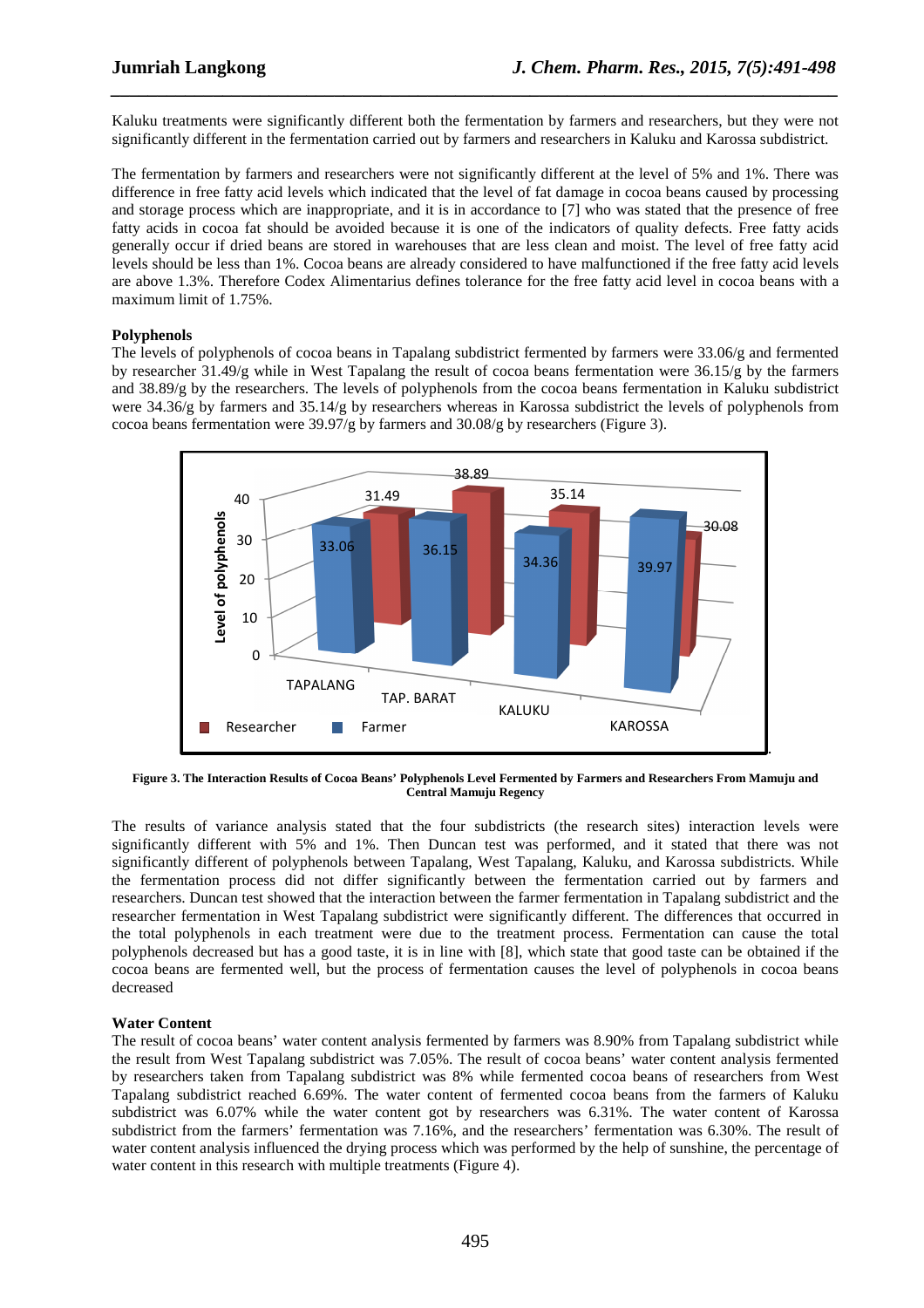Kaluku treatments were significantly different both the fermentation by farmers and researchers, but they were not significantly different in the fermentation carried out by farmers and researchers in Kaluku and Karossa subdistrict.

The fermentation by farmers and researchers were not significantly different at the level of 5% and 1%. There was difference in free fatty acid levels which indicated that the level of fat damage in cocoa beans caused by processing and storage process which are inappropriate, and it is in accordance to [7] who was stated that the presence of free fatty acids in cocoa fat should be avoided because it is one of the indicators of quality defects. Free fatty acids generally occur if dried beans are stored in warehouses that are less clean and moist. The level of free fatty acid levels should be less than 1%. Cocoa beans are already considered to have malfunctioned if the free fatty acid levels are above 1.3%. Therefore Codex Alimentarius defines tolerance for the free fatty acid level in cocoa beans with a maximum limit of 1.75%.

**Polyphenols**

The levels of polyphenols of cocoa beans in Tapalang subdistrict fermented by farmers were 33.06/g and fermented by researcher 31.49/g while in West Tapalang the result of cocoa beans fermentation were 36.15/g by the farmers and 38.89/g by the researchers. The levels of polyphenols from the cocoa beans fermentation in Kaluku subdistrict were 34.36/g by farmers and 35.14/g by researchers whereas in Karossa subdistrict the levels of polyphenols from cocoa beans fermentation were 39.97/g by farmers and 30.08/g by researchers (Figure 3).

Level of polyphenols
0
10
20
30
40
33.06
31.49
36.15
38.89
34.36
35.14
39.97
30.08
TAPALANG
TAP. BARAT
KALUKU
KAROSSA
Researcher
Farmer

**Figure 3. The Interaction Results of Cocoa Beans' Polyphenols Level Fermented by Farmers and Researchers From Mamuju and Central Mamuju Regency**

The results of variance analysis stated that the four subdistricts (the research sites) interaction levels were significantly different with 5% and 1%. Then Duncan test was performed, and it stated that there was not significantly different of polyphenols between Tapalang, West Tapalang, Kaluku, and Karossa subdistricts. While the fermentation process did not differ significantly between the fermentation carried out by farmers and researchers. Duncan test showed that the interaction between the farmer fermentation in Tapalang subdistrict and the researcher fermentation in West Tapalang subdistrict were significantly different. The differences that occurred in the total polyphenols in each treatment were due to the treatment process. Fermentation can cause the total polyphenols decreased but has a good taste, it is in line with [8], which state that good taste can be obtained if the cocoa beans are fermented well, but the process of fermentation causes the level of polyphenols in cocoa beans decreased

**Water Content**

The result of cocoa beans' water content analysis fermented by farmers was 8.90% from Tapalang subdistrict while the result from West Tapalang subdistrict was 7.05%. The result of cocoa beans' water content analysis fermented by researchers taken from Tapalang subdistrict was 8% while fermented cocoa beans of researchers from West Tapalang subdistrict reached 6.69%. The water content of fermented cocoa beans from the farmers of Kaluku subdistrict was 6.07% while the water content got by researchers was 6.31%. The water content of Karossa subdistrict from the farmers' fermentation was 7.16%, and the researchers' fermentation was 6.30%. The result of water content analysis influenced the drying process which was performed by the help of sunshine, the percentage of water content in this research with multiple treatments (Figure 4).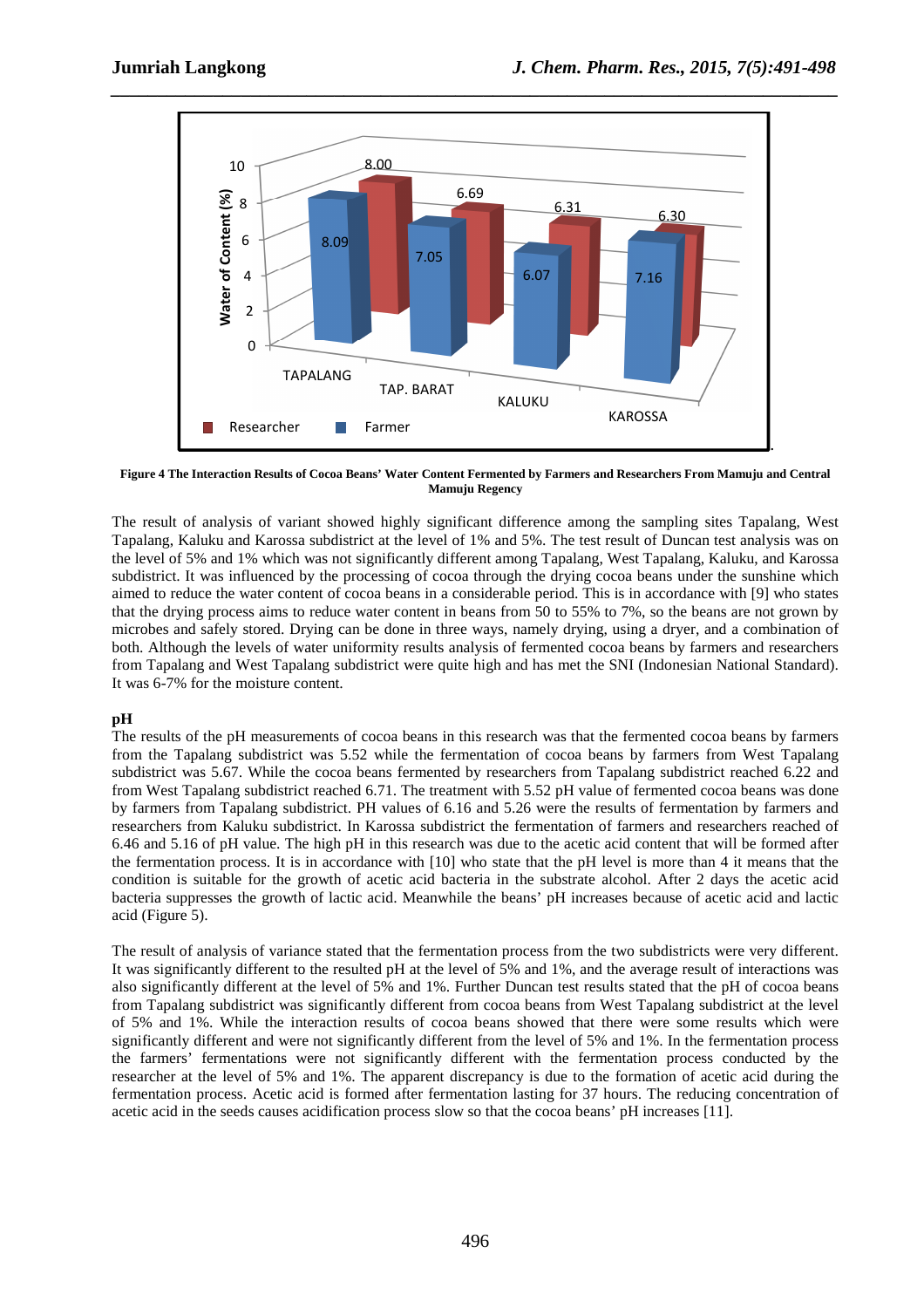10
8
6
4
2
0

Water of Content (%)

8.00
6.69
6.31
6.30
8.09
7.05
6.07
7.16

TAPALANG
TAP. BARAT
KALUKU
KAROSSA

Researcher
Farmer

**Figure 4 The Interaction Results of Cocoa Beans' Water Content Fermented by Farmers and Researchers From Mamuju and Central Mamuju Regency**

The result of analysis of variant showed highly significant difference among the sampling sites Tapalang, West Tapalang, Kaluku and Karossa subdistrict at the level of 1% and 5%. The test result of Duncan test analysis was on the level of 5% and 1% which was not significantly different among Tapalang, West Tapalang, Kaluku, and Karossa subdistrict. It was influenced by the processing of cocoa through the drying cocoa beans under the sunshine which aimed to reduce the water content of cocoa beans in a considerable period. This is in accordance with [9] who states that the drying process aims to reduce water content in beans from 50 to 55% to 7%, so the beans are not grown by microbes and safely stored. Drying can be done in three ways, namely drying, using a dryer, and a combination of both. Although the levels of water uniformity results analysis of fermented cocoa beans by farmers and researchers from Tapalang and West Tapalang subdistrict were quite high and has met the SNI (Indonesian National Standard). It was 6-7% for the moisture content.

**pH**

The results of the pH measurements of cocoa beans in this research was that the fermented cocoa beans by farmers from the Tapalang subdistrict was 5.52 while the fermentation of cocoa beans by farmers from West Tapalang subdistrict was 5.67. While the cocoa beans fermented by researchers from Tapalang subdistrict reached 6.22 and from West Tapalang subdistrict reached 6.71. The treatment with 5.52 pH value of fermented cocoa beans was done by farmers from Tapalang subdistrict. PH values of 6.16 and 5.26 were the results of fermentation by farmers and researchers from Kaluku subdistrict. In Karossa subdistrict the fermentation of farmers and researchers reached of 6.46 and 5.16 of pH value. The high pH in this research was due to the acetic acid content that will be formed after the fermentation process. It is in accordance with [10] who state that the pH level is more than 4 it means that the condition is suitable for the growth of acetic acid bacteria in the substrate alcohol. After 2 days the acetic acid bacteria suppresses the growth of lactic acid. Meanwhile the beans' pH increases because of acetic acid and lactic acid (Figure 5).

The result of analysis of variance stated that the fermentation process from the two subdistricts were very different. It was significantly different to the resulted pH at the level of 5% and 1%, and the average result of interactions was also significantly different at the level of 5% and 1%. Further Duncan test results stated that the pH of cocoa beans from Tapalang subdistrict was significantly different from cocoa beans from West Tapalang subdistrict at the level of 5% and 1%. While the interaction results of cocoa beans showed that there were some results which were significantly different and were not significantly different from the level of 5% and 1%. In the fermentation process the farmers' fermentations were not significantly different with the fermentation process conducted by the researcher at the level of 5% and 1%. The apparent discrepancy is due to the formation of acetic acid during the fermentation process. Acetic acid is formed after fermentation lasting for 37 hours. The reducing concentration of acetic acid in the seeds causes acidification process slow so that the cocoa beans' pH increases [11].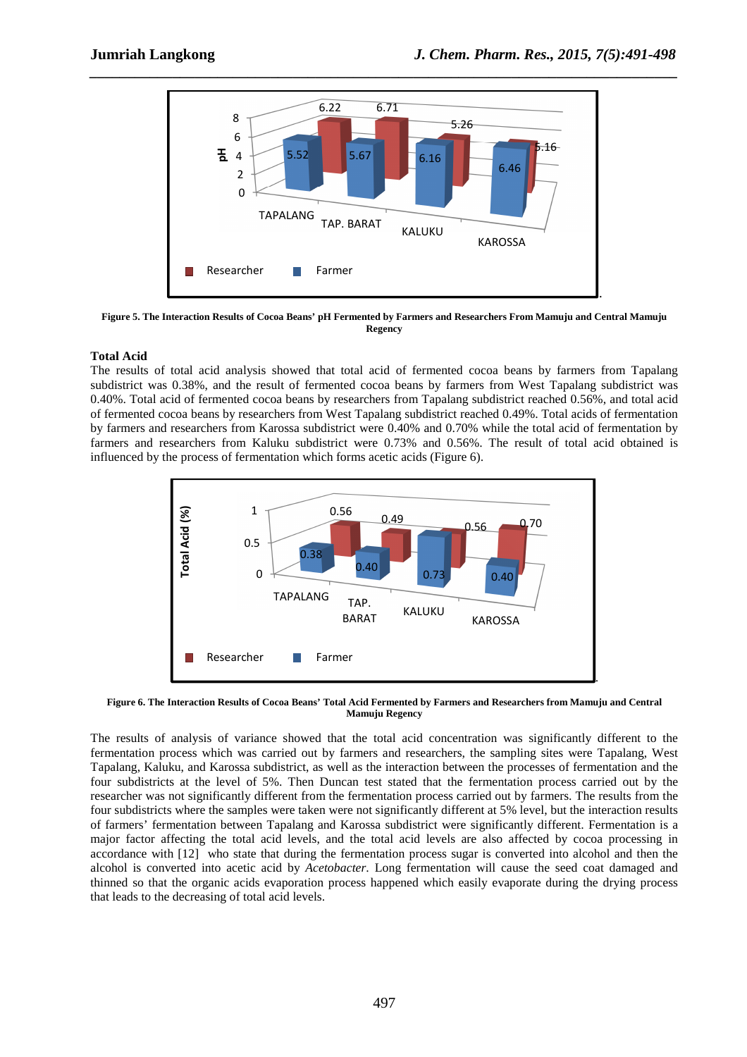8
6
4
2
0
pH
6.22
6.71
5.26
5.16
5.52
5.67
6.16
6.46
TAPALANG
TAP. BARAT
KALUKU
KAROSSA
Researcher
Farmer

**Figure 5. The Interaction Results of Cocoa Beans' pH Fermented by Farmers and Researchers From Mamuju and Central Mamuju Regency**

## Total Acid

The results of total acid analysis showed that total acid of fermented cocoa beans by farmers from Tapalang subdistrict was 0.38%, and the result of fermented cocoa beans by farmers from West Tapalang subdistrict was 0.40%. Total acid of fermented cocoa beans by researchers from Tapalang subdistrict reached 0.56%, and total acid of fermented cocoa beans by researchers from West Tapalang subdistrict reached 0.49%. Total acids of fermentation by farmers and researchers from Karossa subdistrict were 0.40% and 0.70% while the total acid of fermentation by farmers and researchers from Kaluku subdistrict were 0.73% and 0.56%. The result of total acid obtained is influenced by the process of fermentation which forms acetic acids (Figure 6).

1
0.5
0
Total Acid (%)
0.56
0.49
0.56
0.70
0.38
0.40
0.73
0.40
TAPALANG
TAP. BARAT
KALUKU
KAROSSA
Researcher
Farmer

**Figure 6. The Interaction Results of Cocoa Beans' Total Acid Fermented by Farmers and Researchers from Mamuju and Central Mamuju Regency**

The results of analysis of variance showed that the total acid concentration was significantly different to the fermentation process which was carried out by farmers and researchers, the sampling sites were Tapalang, West Tapalang, Kaluku, and Karossa subdistrict, as well as the interaction between the processes of fermentation and the four subdistricts at the level of 5%. Then Duncan test stated that the fermentation process carried out by the researcher was not significantly different from the fermentation process carried out by farmers. The results from the four subdistricts where the samples were taken were not significantly different at 5% level, but the interaction results of farmers' fermentation between Tapalang and Karossa subdistrict were significantly different. Fermentation is a major factor affecting the total acid levels, and the total acid levels are also affected by cocoa processing in accordance with [12] who state that during the fermentation process sugar is converted into alcohol and then the alcohol is converted into acetic acid by *Acetobacter*. Long fermentation will cause the seed coat damaged and thinned so that the organic acids evaporation process happened which easily evaporate during the drying process that leads to the decreasing of total acid levels.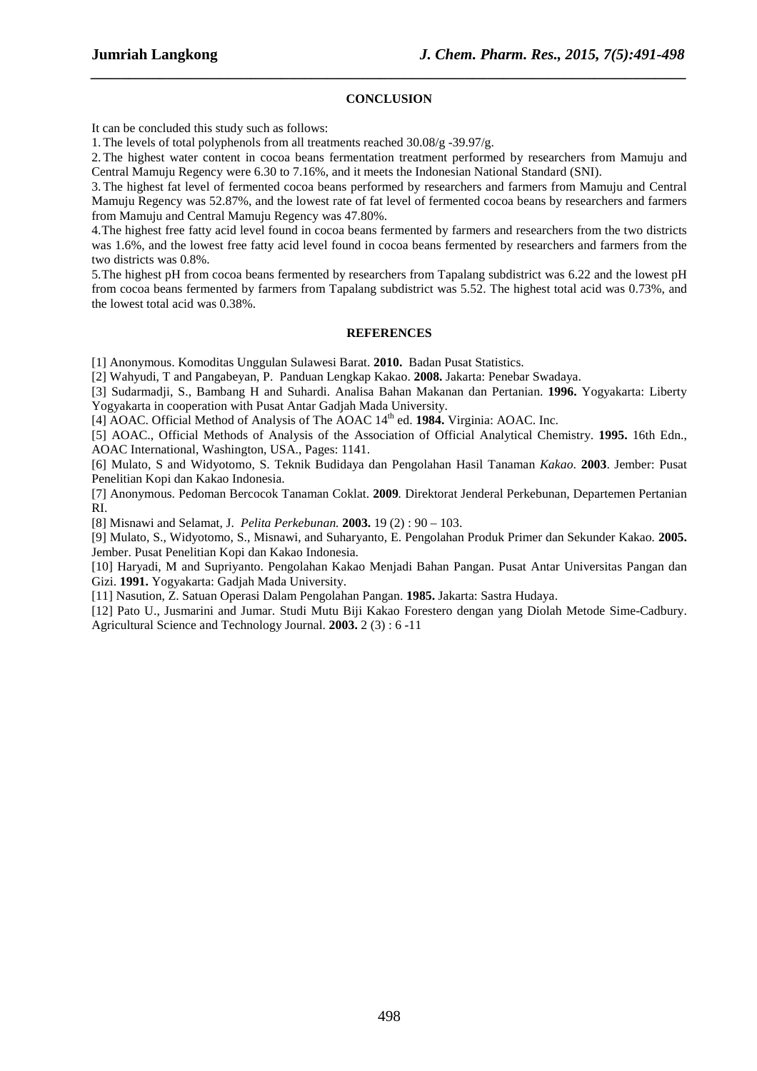## CONCLUSION

It can be concluded this study such as follows:

1. The levels of total polyphenols from all treatments reached 30.08/g -39.97/g.
2. The highest water content in cocoa beans fermentation treatment performed by researchers from Mamuju and Central Mamuju Regency were 6.30 to 7.16%, and it meets the Indonesian National Standard (SNI).
3. The highest fat level of fermented cocoa beans performed by researchers and farmers from Mamuju and Central Mamuju Regency was 52.87%, and the lowest rate of fat level of fermented cocoa beans by researchers and farmers from Mamuju and Central Mamuju Regency was 47.80%.
4. The highest free fatty acid level found in cocoa beans fermented by farmers and researchers from the two districts was 1.6%, and the lowest free fatty acid level found in cocoa beans fermented by researchers and farmers from the two districts was 0.8%.
5. The highest pH from cocoa beans fermented by researchers from Tapalang subdistrict was 6.22 and the lowest pH from cocoa beans fermented by farmers from Tapalang subdistrict was 5.52. The highest total acid was 0.73%, and the lowest total acid was 0.38%.

## REFERENCES

[1] Anonymous. Komoditas Unggulan Sulawesi Barat. **2010.** Badan Pusat Statistics.

[2] Wahyudi, T and Pangabeyan, P. Panduan Lengkap Kakao. **2008.** Jakarta: Penebar Swadaya.

[3] Sudarmadji, S., Bambang H and Suhardi. Analisa Bahan Makanan dan Pertanian. **1996.** Yogyakarta: Liberty Yogyakarta in cooperation with Pusat Antar Gadjah Mada University.

[4] AOAC. Official Method of Analysis of The AOAC 14th ed. **1984.** Virginia: AOAC. Inc.

[5] AOAC., Official Methods of Analysis of the Association of Official Analytical Chemistry. **1995.** 16th Edn., AOAC International, Washington, USA., Pages: 1141.

[6] Mulato, S and Widyotomo, S. Teknik Budidaya dan Pengolahan Hasil Tanaman *Kakao*. **2003**. Jember: Pusat Penelitian Kopi dan Kakao Indonesia.

[7] Anonymous. Pedoman Bercocok Tanaman Coklat. **2009**. Direktorat Jenderal Perkebunan, Departemen Pertanian RI.

[8] Misnawi and Selamat, J. *Pelita Perkebunan.* **2003.** 19 (2) : 90 – 103.

[9] Mulato, S., Widyotomo, S., Misnawi, and Suharyanto, E. Pengolahan Produk Primer dan Sekunder Kakao. **2005.** Jember. Pusat Penelitian Kopi dan Kakao Indonesia.

[10] Haryadi, M and Supriyanto. Pengolahan Kakao Menjadi Bahan Pangan. Pusat Antar Universitas Pangan dan Gizi. **1991.** Yogyakarta: Gadjah Mada University.

[11] Nasution, Z. Satuan Operasi Dalam Pengolahan Pangan. **1985.** Jakarta: Sastra Hudaya.

[12] Pato U., Jusmarini and Jumar. Studi Mutu Biji Kakao Forestero dengan yang Diolah Metode Sime-Cadbury. Agricultural Science and Technology Journal. **2003.** 2 (3) : 6 -11